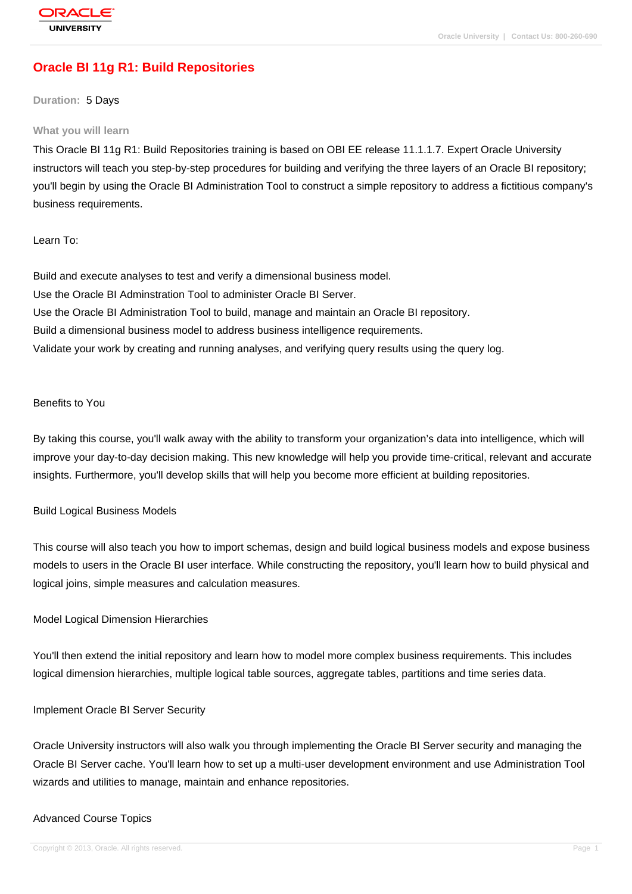# Oracle BI 11g R1: Build Repositories

**Duration:** 5 Days

### What you will learn

This Oracle BI 11g R1: Build Repositories training is based on OBI EE release 11.1.1.7. Expert Oracle University instructors will teach you step-by-step procedures for building and verifying the three layers of an Oracle BI repository; you'll begin by using the Oracle BI Administration Tool to construct a simple repository to address a fictitious company's business requirements.

Learn To:

Build and execute analyses to test and verify a dimensional business model.
Use the Oracle BI Adminstration Tool to administer Oracle BI Server.
Use the Oracle BI Administration Tool to build, manage and maintain an Oracle BI repository.
Build a dimensional business model to address business intelligence requirements.
Validate your work by creating and running analyses, and verifying query results using the query log.

Benefits to You

By taking this course, you'll walk away with the ability to transform your organization's data into intelligence, which will improve your day-to-day decision making. This new knowledge will help you provide time-critical, relevant and accurate insights. Furthermore, you'll develop skills that will help you become more efficient at building repositories.

Build Logical Business Models

This course will also teach you how to import schemas, design and build logical business models and expose business models to users in the Oracle BI user interface. While constructing the repository, you'll learn how to build physical and logical joins, simple measures and calculation measures.

Model Logical Dimension Hierarchies

You'll then extend the initial repository and learn how to model more complex business requirements. This includes logical dimension hierarchies, multiple logical table sources, aggregate tables, partitions and time series data.

Implement Oracle BI Server Security

Oracle University instructors will also walk you through implementing the Oracle BI Server security and managing the Oracle BI Server cache. You'll learn how to set up a multi-user development environment and use Administration Tool wizards and utilities to manage, maintain and enhance repositories.

Advanced Course Topics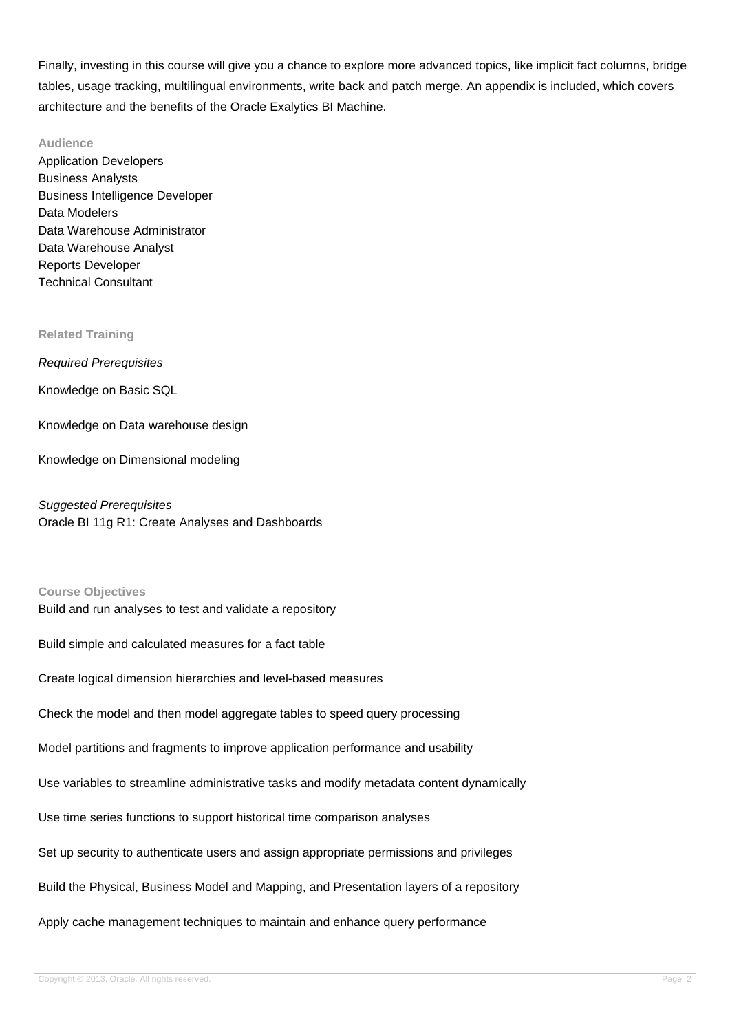Finally, investing in this course will give you a chance to explore more advanced topics, like implicit fact columns, bridge tables, usage tracking, multilingual environments, write back and patch merge. An appendix is included, which covers architecture and the benefits of the Oracle Exalytics BI Machine.

## Audience

Application Developers
Business Analysts
Business Intelligence Developer
Data Modelers
Data Warehouse Administrator
Data Warehouse Analyst
Reports Developer
Technical Consultant

## Related Training

*Required Prerequisites*

Knowledge on Basic SQL

Knowledge on Data warehouse design

Knowledge on Dimensional modeling

*Suggested Prerequisites*
Oracle BI 11g R1: Create Analyses and Dashboards

## Course Objectives

Build and run analyses to test and validate a repository

Build simple and calculated measures for a fact table

Create logical dimension hierarchies and level-based measures

Check the model and then model aggregate tables to speed query processing

Model partitions and fragments to improve application performance and usability

Use variables to streamline administrative tasks and modify metadata content dynamically

Use time series functions to support historical time comparison analyses

Set up security to authenticate users and assign appropriate permissions and privileges

Build the Physical, Business Model and Mapping, and Presentation layers of a repository

Apply cache management techniques to maintain and enhance query performance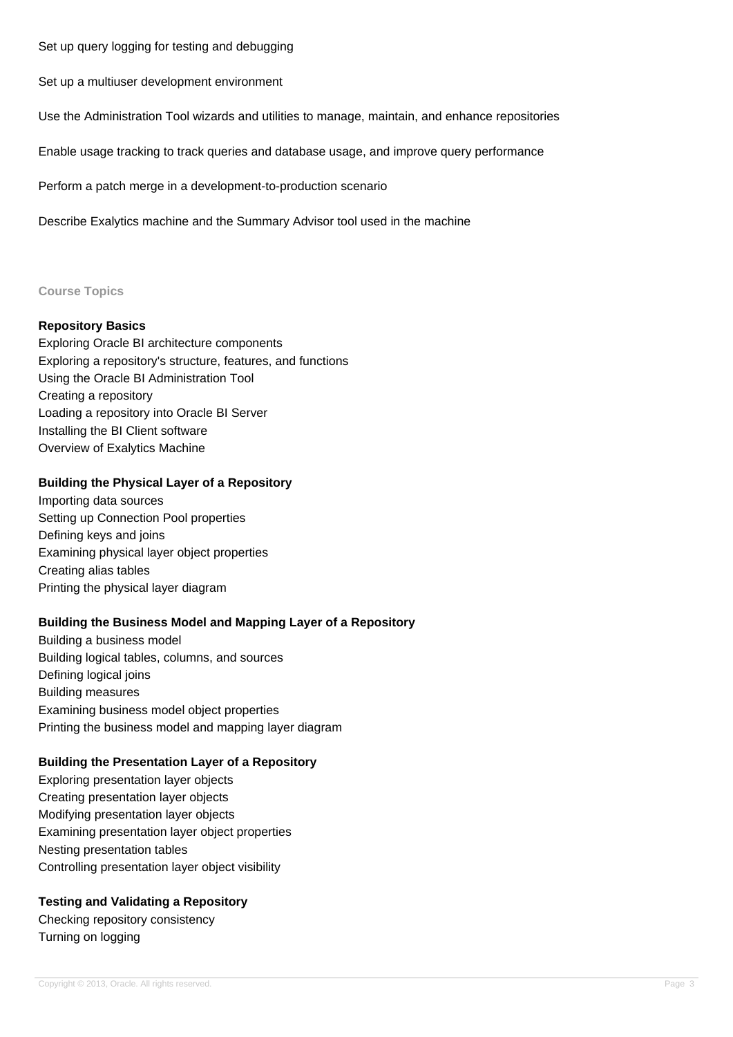Set up query logging for testing and debugging

Set up a multiuser development environment

Use the Administration Tool wizards and utilities to manage, maintain, and enhance repositories

Enable usage tracking to track queries and database usage, and improve query performance

Perform a patch merge in a development-to-production scenario

Describe Exalytics machine and the Summary Advisor tool used in the machine

## Course Topics

**Repository Basics**

Exploring Oracle BI architecture components
Exploring a repository's structure, features, and functions
Using the Oracle BI Administration Tool
Creating a repository
Loading a repository into Oracle BI Server
Installing the BI Client software
Overview of Exalytics Machine

**Building the Physical Layer of a Repository**

Importing data sources
Setting up Connection Pool properties
Defining keys and joins
Examining physical layer object properties
Creating alias tables
Printing the physical layer diagram

**Building the Business Model and Mapping Layer of a Repository**

Building a business model
Building logical tables, columns, and sources
Defining logical joins
Building measures
Examining business model object properties
Printing the business model and mapping layer diagram

**Building the Presentation Layer of a Repository**

Exploring presentation layer objects
Creating presentation layer objects
Modifying presentation layer objects
Examining presentation layer object properties
Nesting presentation tables
Controlling presentation layer object visibility

**Testing and Validating a Repository**

Checking repository consistency
Turning on logging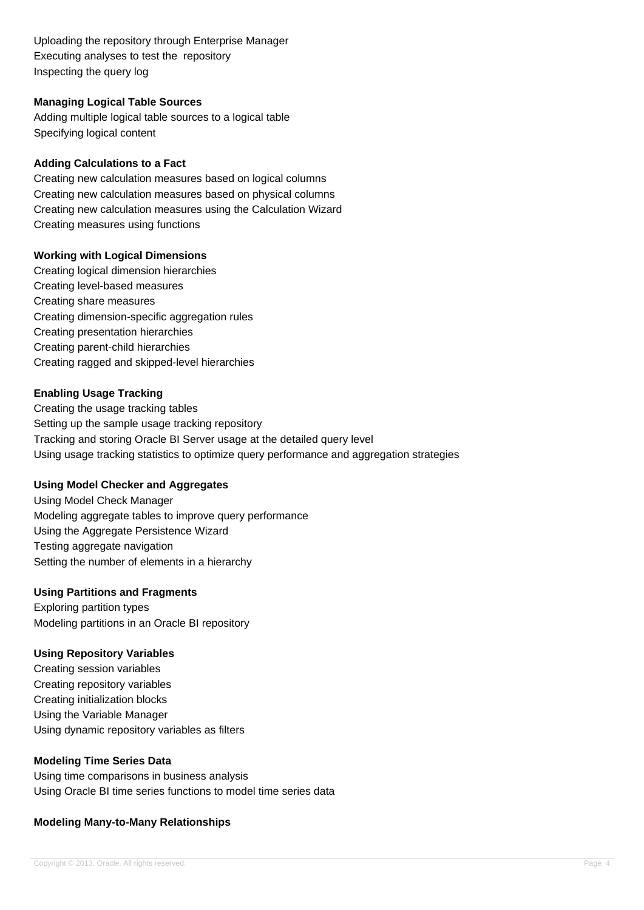Uploading the repository through Enterprise Manager
Executing analyses to test the repository
Inspecting the query log

**Managing Logical Table Sources**

Adding multiple logical table sources to a logical table
Specifying logical content

**Adding Calculations to a Fact**

Creating new calculation measures based on logical columns
Creating new calculation measures based on physical columns
Creating new calculation measures using the Calculation Wizard
Creating measures using functions

**Working with Logical Dimensions**

Creating logical dimension hierarchies
Creating level-based measures
Creating share measures
Creating dimension-specific aggregation rules
Creating presentation hierarchies
Creating parent-child hierarchies
Creating ragged and skipped-level hierarchies

**Enabling Usage Tracking**

Creating the usage tracking tables
Setting up the sample usage tracking repository
Tracking and storing Oracle BI Server usage at the detailed query level
Using usage tracking statistics to optimize query performance and aggregation strategies

**Using Model Checker and Aggregates**

Using Model Check Manager
Modeling aggregate tables to improve query performance
Using the Aggregate Persistence Wizard
Testing aggregate navigation
Setting the number of elements in a hierarchy

**Using Partitions and Fragments**

Exploring partition types
Modeling partitions in an Oracle BI repository

**Using Repository Variables**

Creating session variables
Creating repository variables
Creating initialization blocks
Using the Variable Manager
Using dynamic repository variables as filters

**Modeling Time Series Data**

Using time comparisons in business analysis
Using Oracle BI time series functions to model time series data

**Modeling Many-to-Many Relationships**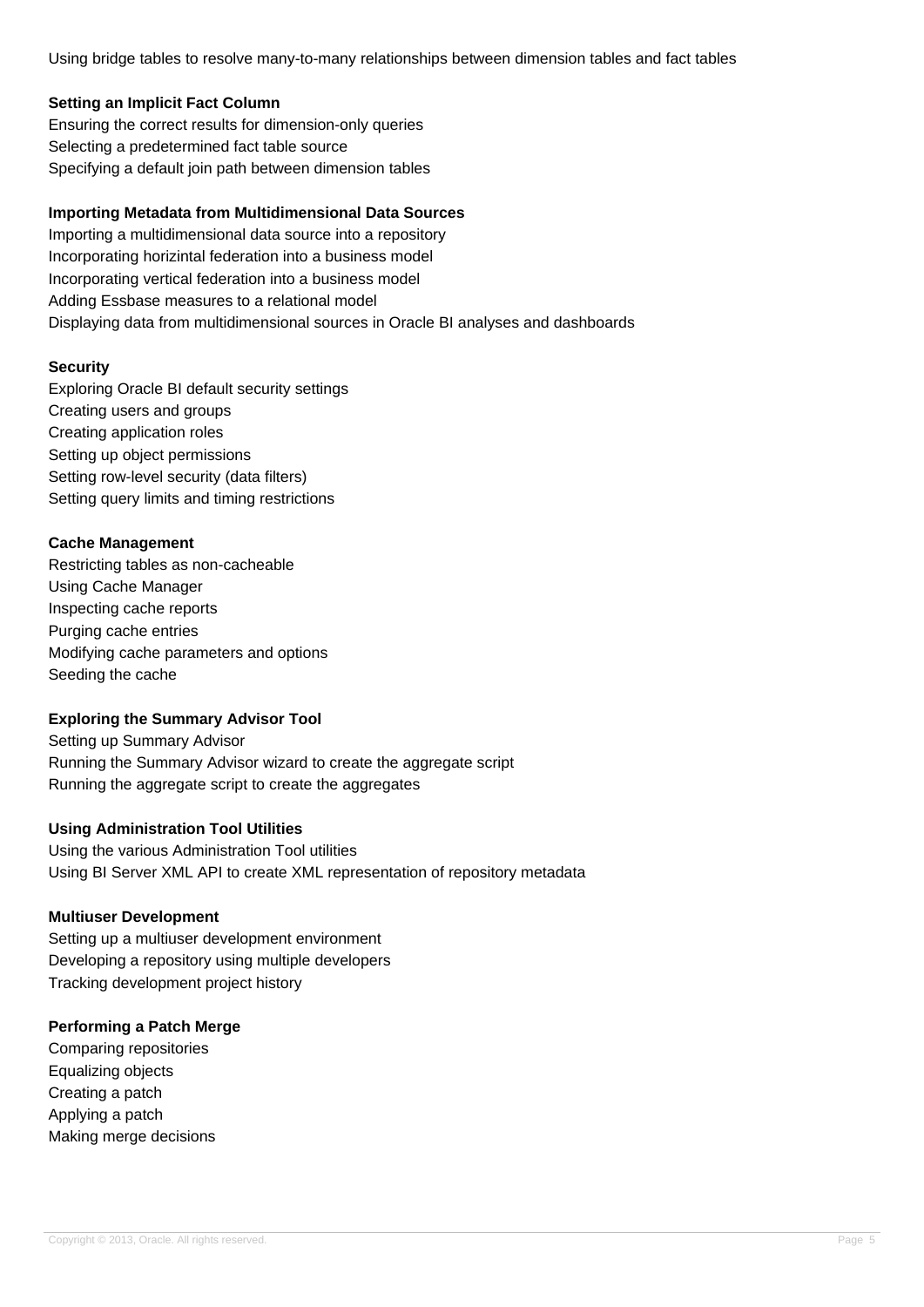Using bridge tables to resolve many-to-many relationships between dimension tables and fact tables

**Setting an Implicit Fact Column**

Ensuring the correct results for dimension-only queries
Selecting a predetermined fact table source
Specifying a default join path between dimension tables

**Importing Metadata from Multidimensional Data Sources**

Importing a multidimensional data source into a repository
Incorporating horizintal federation into a business model
Incorporating vertical federation into a business model
Adding Essbase measures to a relational model
Displaying data from multidimensional sources in Oracle BI analyses and dashboards

**Security**

Exploring Oracle BI default security settings
Creating users and groups
Creating application roles
Setting up object permissions
Setting row-level security (data filters)
Setting query limits and timing restrictions

**Cache Management**

Restricting tables as non-cacheable
Using Cache Manager
Inspecting cache reports
Purging cache entries
Modifying cache parameters and options
Seeding the cache

**Exploring the Summary Advisor Tool**

Setting up Summary Advisor
Running the Summary Advisor wizard to create the aggregate script
Running the aggregate script to create the aggregates

**Using Administration Tool Utilities**

Using the various Administration Tool utilities
Using BI Server XML API to create XML representation of repository metadata

**Multiuser Development**

Setting up a multiuser development environment
Developing a repository using multiple developers
Tracking development project history

**Performing a Patch Merge**

Comparing repositories
Equalizing objects
Creating a patch
Applying a patch
Making merge decisions